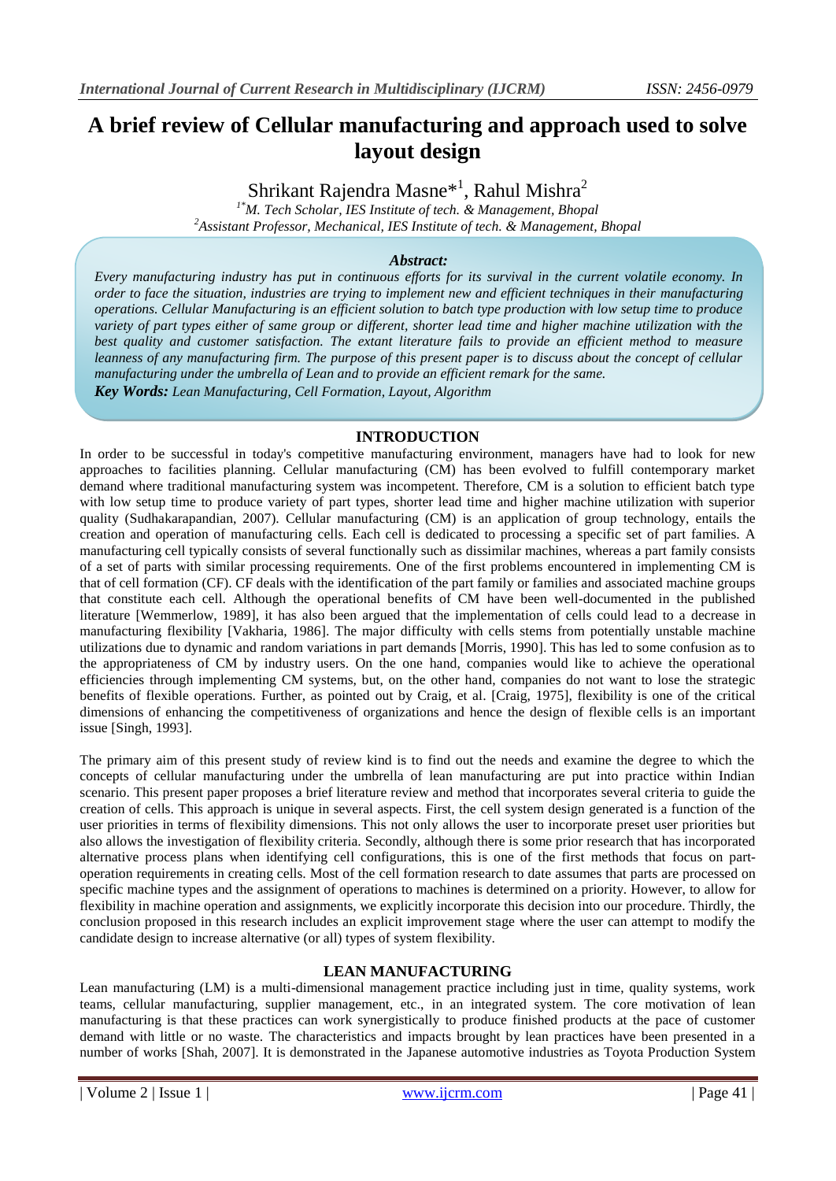# A brief review of Cellular manufacturing and approach used to solve layout design

Shrikant Rajendra Masne*[1], Rahul Mishra[2]

[1*]M. Tech Scholar, IES Institute of tech. & Management, Bhopal
[2]Assistant Professor, Mechanical, IES Institute of tech. & Management, Bhopal

***Abstract:***

*Every manufacturing industry has put in continuous efforts for its survival in the current volatile economy. In order to face the situation, industries are trying to implement new and efficient techniques in their manufacturing operations. Cellular Manufacturing is an efficient solution to batch type production with low setup time to produce variety of part types either of same group or different, shorter lead time and higher machine utilization with the best quality and customer satisfaction. The extant literature fails to provide an efficient method to measure leanness of any manufacturing firm. The purpose of this present paper is to discuss about the concept of cellular manufacturing under the umbrella of Lean and to provide an efficient remark for the same.*

***Key Words:*** *Lean Manufacturing, Cell Formation, Layout, Algorithm*

## INTRODUCTION

In order to be successful in today's competitive manufacturing environment, managers have had to look for new approaches to facilities planning. Cellular manufacturing (CM) has been evolved to fulfill contemporary market demand where traditional manufacturing system was incompetent. Therefore, CM is a solution to efficient batch type with low setup time to produce variety of part types, shorter lead time and higher machine utilization with superior quality (Sudhakarapandian, 2007). Cellular manufacturing (CM) is an application of group technology, entails the creation and operation of manufacturing cells. Each cell is dedicated to processing a specific set of part families. A manufacturing cell typically consists of several functionally such as dissimilar machines, whereas a part family consists of a set of parts with similar processing requirements. One of the first problems encountered in implementing CM is that of cell formation (CF). CF deals with the identification of the part family or families and associated machine groups that constitute each cell. Although the operational benefits of CM have been well-documented in the published literature [Wemmerlow, 1989], it has also been argued that the implementation of cells could lead to a decrease in manufacturing flexibility [Vakharia, 1986]. The major difficulty with cells stems from potentially unstable machine utilizations due to dynamic and random variations in part demands [Morris, 1990]. This has led to some confusion as to the appropriateness of CM by industry users. On the one hand, companies would like to achieve the operational efficiencies through implementing CM systems, but, on the other hand, companies do not want to lose the strategic benefits of flexible operations. Further, as pointed out by Craig, et al. [Craig, 1975], flexibility is one of the critical dimensions of enhancing the competitiveness of organizations and hence the design of flexible cells is an important issue [Singh, 1993].

The primary aim of this present study of review kind is to find out the needs and examine the degree to which the concepts of cellular manufacturing under the umbrella of lean manufacturing are put into practice within Indian scenario. This present paper proposes a brief literature review and method that incorporates several criteria to guide the creation of cells. This approach is unique in several aspects. First, the cell system design generated is a function of the user priorities in terms of flexibility dimensions. This not only allows the user to incorporate preset user priorities but also allows the investigation of flexibility criteria. Secondly, although there is some prior research that has incorporated alternative process plans when identifying cell configurations, this is one of the first methods that focus on part-operation requirements in creating cells. Most of the cell formation research to date assumes that parts are processed on specific machine types and the assignment of operations to machines is determined on a priority. However, to allow for flexibility in machine operation and assignments, we explicitly incorporate this decision into our procedure. Thirdly, the conclusion proposed in this research includes an explicit improvement stage where the user can attempt to modify the candidate design to increase alternative (or all) types of system flexibility.

## LEAN MANUFACTURING

Lean manufacturing (LM) is a multi-dimensional management practice including just in time, quality systems, work teams, cellular manufacturing, supplier management, etc., in an integrated system. The core motivation of lean manufacturing is that these practices can work synergistically to produce finished products at the pace of customer demand with little or no waste. The characteristics and impacts brought by lean practices have been presented in a number of works [Shah, 2007]. It is demonstrated in the Japanese automotive industries as Toyota Production System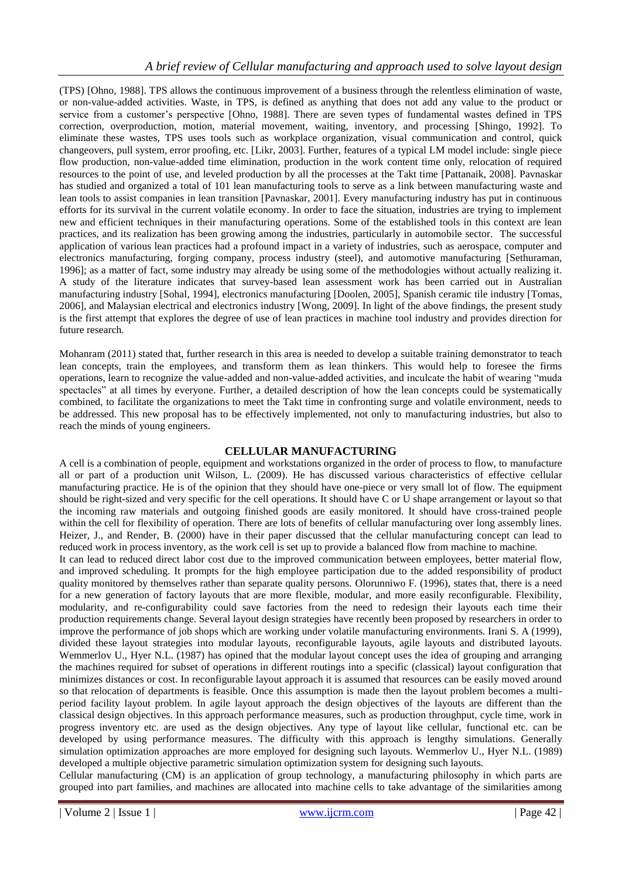(TPS) [Ohno, 1988]. TPS allows the continuous improvement of a business through the relentless elimination of waste, or non-value-added activities. Waste, in TPS, is defined as anything that does not add any value to the product or service from a customer's perspective [Ohno, 1988]. There are seven types of fundamental wastes defined in TPS correction, overproduction, motion, material movement, waiting, inventory, and processing [Shingo, 1992]. To eliminate these wastes, TPS uses tools such as workplace organization, visual communication and control, quick changeovers, pull system, error proofing, etc. [Likr, 2003]. Further, features of a typical LM model include: single piece flow production, non-value-added time elimination, production in the work content time only, relocation of required resources to the point of use, and leveled production by all the processes at the Takt time [Pattanaik, 2008]. Pavnaskar has studied and organized a total of 101 lean manufacturing tools to serve as a link between manufacturing waste and lean tools to assist companies in lean transition [Pavnaskar, 2001]. Every manufacturing industry has put in continuous efforts for its survival in the current volatile economy. In order to face the situation, industries are trying to implement new and efficient techniques in their manufacturing operations. Some of the established tools in this context are lean practices, and its realization has been growing among the industries, particularly in automobile sector. The successful application of various lean practices had a profound impact in a variety of industries, such as aerospace, computer and electronics manufacturing, forging company, process industry (steel), and automotive manufacturing [Sethuraman, 1996]; as a matter of fact, some industry may already be using some of the methodologies without actually realizing it. A study of the literature indicates that survey-based lean assessment work has been carried out in Australian manufacturing industry [Sohal, 1994], electronics manufacturing [Doolen, 2005], Spanish ceramic tile industry [Tomas, 2006], and Malaysian electrical and electronics industry [Wong, 2009]. In light of the above findings, the present study is the first attempt that explores the degree of use of lean practices in machine tool industry and provides direction for future research.

Mohanram (2011) stated that, further research in this area is needed to develop a suitable training demonstrator to teach lean concepts, train the employees, and transform them as lean thinkers. This would help to foresee the firms operations, learn to recognize the value-added and non-value-added activities, and inculcate the habit of wearing "muda spectacles" at all times by everyone. Further, a detailed description of how the lean concepts could be systematically combined, to facilitate the organizations to meet the Takt time in confronting surge and volatile environment, needs to be addressed. This new proposal has to be effectively implemented, not only to manufacturing industries, but also to reach the minds of young engineers.

## CELLULAR MANUFACTURING

A cell is a combination of people, equipment and workstations organized in the order of process to flow, to manufacture all or part of a production unit Wilson, L. (2009). He has discussed various characteristics of effective cellular manufacturing practice. He is of the opinion that they should have one-piece or very small lot of flow. The equipment should be right-sized and very specific for the cell operations. It should have C or U shape arrangement or layout so that the incoming raw materials and outgoing finished goods are easily monitored. It should have cross-trained people within the cell for flexibility of operation. There are lots of benefits of cellular manufacturing over long assembly lines. Heizer, J., and Render, B. (2000) have in their paper discussed that the cellular manufacturing concept can lead to reduced work in process inventory, as the work cell is set up to provide a balanced flow from machine to machine.

It can lead to reduced direct labor cost due to the improved communication between employees, better material flow, and improved scheduling. It prompts for the high employee participation due to the added responsibility of product quality monitored by themselves rather than separate quality persons. Olorunniwo F. (1996), states that, there is a need for a new generation of factory layouts that are more flexible, modular, and more easily reconfigurable. Flexibility, modularity, and re-configurability could save factories from the need to redesign their layouts each time their production requirements change. Several layout design strategies have recently been proposed by researchers in order to improve the performance of job shops which are working under volatile manufacturing environments. Irani S. A (1999), divided these layout strategies into modular layouts, reconfigurable layouts, agile layouts and distributed layouts. Wemmerlov U., Hyer N.L. (1987) has opined that the modular layout concept uses the idea of grouping and arranging the machines required for subset of operations in different routings into a specific (classical) layout configuration that minimizes distances or cost. In reconfigurable layout approach it is assumed that resources can be easily moved around so that relocation of departments is feasible. Once this assumption is made then the layout problem becomes a multi-period facility layout problem. In agile layout approach the design objectives of the layouts are different than the classical design objectives. In this approach performance measures, such as production throughput, cycle time, work in progress inventory etc. are used as the design objectives. Any type of layout like cellular, functional etc. can be developed by using performance measures. The difficulty with this approach is lengthy simulations. Generally simulation optimization approaches are more employed for designing such layouts. Wemmerlov U., Hyer N.L. (1989) developed a multiple objective parametric simulation optimization system for designing such layouts.

Cellular manufacturing (CM) is an application of group technology, a manufacturing philosophy in which parts are grouped into part families, and machines are allocated into machine cells to take advantage of the similarities among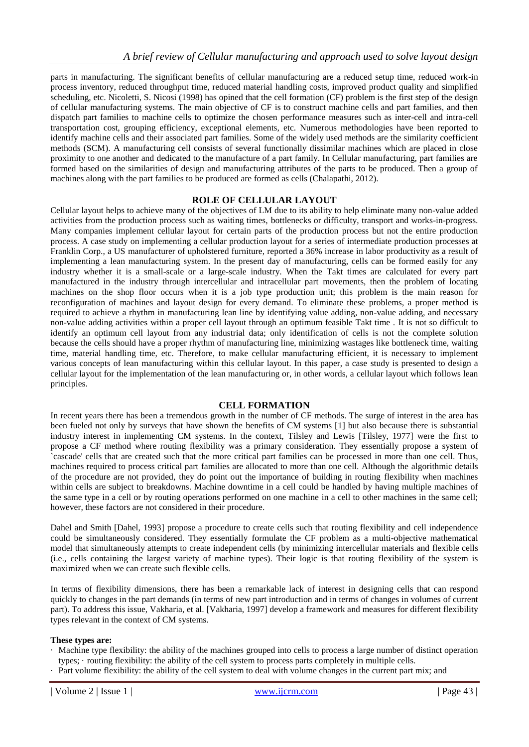parts in manufacturing. The significant benefits of cellular manufacturing are a reduced setup time, reduced work-in process inventory, reduced throughput time, reduced material handling costs, improved product quality and simplified scheduling, etc. Nicoletti, S. Nicosi (1998) has opined that the cell formation (CF) problem is the first step of the design of cellular manufacturing systems. The main objective of CF is to construct machine cells and part families, and then dispatch part families to machine cells to optimize the chosen performance measures such as inter-cell and intra-cell transportation cost, grouping efficiency, exceptional elements, etc. Numerous methodologies have been reported to identify machine cells and their associated part families. Some of the widely used methods are the similarity coefficient methods (SCM). A manufacturing cell consists of several functionally dissimilar machines which are placed in close proximity to one another and dedicated to the manufacture of a part family. In Cellular manufacturing, part families are formed based on the similarities of design and manufacturing attributes of the parts to be produced. Then a group of machines along with the part families to be produced are formed as cells (Chalapathi, 2012).

## ROLE OF CELLULAR LAYOUT

Cellular layout helps to achieve many of the objectives of LM due to its ability to help eliminate many non-value added activities from the production process such as waiting times, bottlenecks or difficulty, transport and works-in-progress. Many companies implement cellular layout for certain parts of the production process but not the entire production process. A case study on implementing a cellular production layout for a series of intermediate production processes at Franklin Corp., a US manufacturer of upholstered furniture, reported a 36% increase in labor productivity as a result of implementing a lean manufacturing system. In the present day of manufacturing, cells can be formed easily for any industry whether it is a small-scale or a large-scale industry. When the Takt times are calculated for every part manufactured in the industry through intercellular and intracellular part movements, then the problem of locating machines on the shop floor occurs when it is a job type production unit; this problem is the main reason for reconfiguration of machines and layout design for every demand. To eliminate these problems, a proper method is required to achieve a rhythm in manufacturing lean line by identifying value adding, non-value adding, and necessary non-value adding activities within a proper cell layout through an optimum feasible Takt time . It is not so difficult to identify an optimum cell layout from any industrial data; only identification of cells is not the complete solution because the cells should have a proper rhythm of manufacturing line, minimizing wastages like bottleneck time, waiting time, material handling time, etc. Therefore, to make cellular manufacturing efficient, it is necessary to implement various concepts of lean manufacturing within this cellular layout. In this paper, a case study is presented to design a cellular layout for the implementation of the lean manufacturing or, in other words, a cellular layout which follows lean principles.

## CELL FORMATION

In recent years there has been a tremendous growth in the number of CF methods. The surge of interest in the area has been fueled not only by surveys that have shown the benefits of CM systems [1] but also because there is substantial industry interest in implementing CM systems. In the context, Tilsley and Lewis [Tilsley, 1977] were the first to propose a CF method where routing flexibility was a primary consideration. They essentially propose a system of `cascade' cells that are created such that the more critical part families can be processed in more than one cell. Thus, machines required to process critical part families are allocated to more than one cell. Although the algorithmic details of the procedure are not provided, they do point out the importance of building in routing flexibility when machines within cells are subject to breakdowns. Machine downtime in a cell could be handled by having multiple machines of the same type in a cell or by routing operations performed on one machine in a cell to other machines in the same cell; however, these factors are not considered in their procedure.

Dahel and Smith [Dahel, 1993] propose a procedure to create cells such that routing flexibility and cell independence could be simultaneously considered. They essentially formulate the CF problem as a multi-objective mathematical model that simultaneously attempts to create independent cells (by minimizing intercellular materials and flexible cells (i.e., cells containing the largest variety of machine types). Their logic is that routing flexibility of the system is maximized when we can create such flexible cells.

In terms of flexibility dimensions, there has been a remarkable lack of interest in designing cells that can respond quickly to changes in the part demands (in terms of new part introduction and in terms of changes in volumes of current part). To address this issue, Vakharia, et al. [Vakharia, 1997] develop a framework and measures for different flexibility types relevant in the context of CM systems.

**These types are:**

- Machine type flexibility: the ability of the machines grouped into cells to process a large number of distinct operation types; · routing flexibility: the ability of the cell system to process parts completely in multiple cells.
- Part volume flexibility: the ability of the cell system to deal with volume changes in the current part mix; and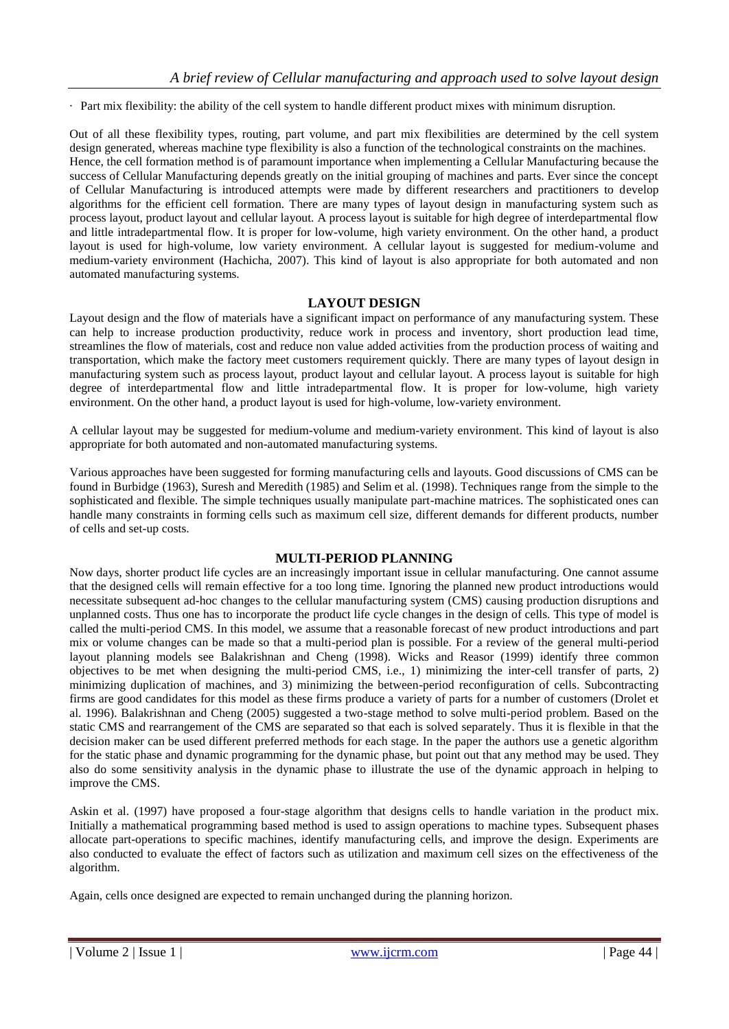· Part mix flexibility: the ability of the cell system to handle different product mixes with minimum disruption.

Out of all these flexibility types, routing, part volume, and part mix flexibilities are determined by the cell system design generated, whereas machine type flexibility is also a function of the technological constraints on the machines. Hence, the cell formation method is of paramount importance when implementing a Cellular Manufacturing because the success of Cellular Manufacturing depends greatly on the initial grouping of machines and parts. Ever since the concept of Cellular Manufacturing is introduced attempts were made by different researchers and practitioners to develop algorithms for the efficient cell formation. There are many types of layout design in manufacturing system such as process layout, product layout and cellular layout. A process layout is suitable for high degree of interdepartmental flow and little intradepartmental flow. It is proper for low-volume, high variety environment. On the other hand, a product layout is used for high-volume, low variety environment. A cellular layout is suggested for medium-volume and medium-variety environment (Hachicha, 2007). This kind of layout is also appropriate for both automated and non automated manufacturing systems.

## LAYOUT DESIGN

Layout design and the flow of materials have a significant impact on performance of any manufacturing system. These can help to increase production productivity, reduce work in process and inventory, short production lead time, streamlines the flow of materials, cost and reduce non value added activities from the production process of waiting and transportation, which make the factory meet customers requirement quickly. There are many types of layout design in manufacturing system such as process layout, product layout and cellular layout. A process layout is suitable for high degree of interdepartmental flow and little intradepartmental flow. It is proper for low-volume, high variety environment. On the other hand, a product layout is used for high-volume, low-variety environment.

A cellular layout may be suggested for medium-volume and medium-variety environment. This kind of layout is also appropriate for both automated and non-automated manufacturing systems.

Various approaches have been suggested for forming manufacturing cells and layouts. Good discussions of CMS can be found in Burbidge (1963), Suresh and Meredith (1985) and Selim et al. (1998). Techniques range from the simple to the sophisticated and flexible. The simple techniques usually manipulate part-machine matrices. The sophisticated ones can handle many constraints in forming cells such as maximum cell size, different demands for different products, number of cells and set-up costs.

## MULTI-PERIOD PLANNING

Now days, shorter product life cycles are an increasingly important issue in cellular manufacturing. One cannot assume that the designed cells will remain effective for a too long time. Ignoring the planned new product introductions would necessitate subsequent ad-hoc changes to the cellular manufacturing system (CMS) causing production disruptions and unplanned costs. Thus one has to incorporate the product life cycle changes in the design of cells. This type of model is called the multi-period CMS. In this model, we assume that a reasonable forecast of new product introductions and part mix or volume changes can be made so that a multi-period plan is possible. For a review of the general multi-period layout planning models see Balakrishnan and Cheng (1998). Wicks and Reasor (1999) identify three common objectives to be met when designing the multi-period CMS, i.e., 1) minimizing the inter-cell transfer of parts, 2) minimizing duplication of machines, and 3) minimizing the between-period reconfiguration of cells. Subcontracting firms are good candidates for this model as these firms produce a variety of parts for a number of customers (Drolet et al. 1996). Balakrishnan and Cheng (2005) suggested a two-stage method to solve multi-period problem. Based on the static CMS and rearrangement of the CMS are separated so that each is solved separately. Thus it is flexible in that the decision maker can be used different preferred methods for each stage. In the paper the authors use a genetic algorithm for the static phase and dynamic programming for the dynamic phase, but point out that any method may be used. They also do some sensitivity analysis in the dynamic phase to illustrate the use of the dynamic approach in helping to improve the CMS.

Askin et al. (1997) have proposed a four-stage algorithm that designs cells to handle variation in the product mix. Initially a mathematical programming based method is used to assign operations to machine types. Subsequent phases allocate part-operations to specific machines, identify manufacturing cells, and improve the design. Experiments are also conducted to evaluate the effect of factors such as utilization and maximum cell sizes on the effectiveness of the algorithm.

Again, cells once designed are expected to remain unchanged during the planning horizon.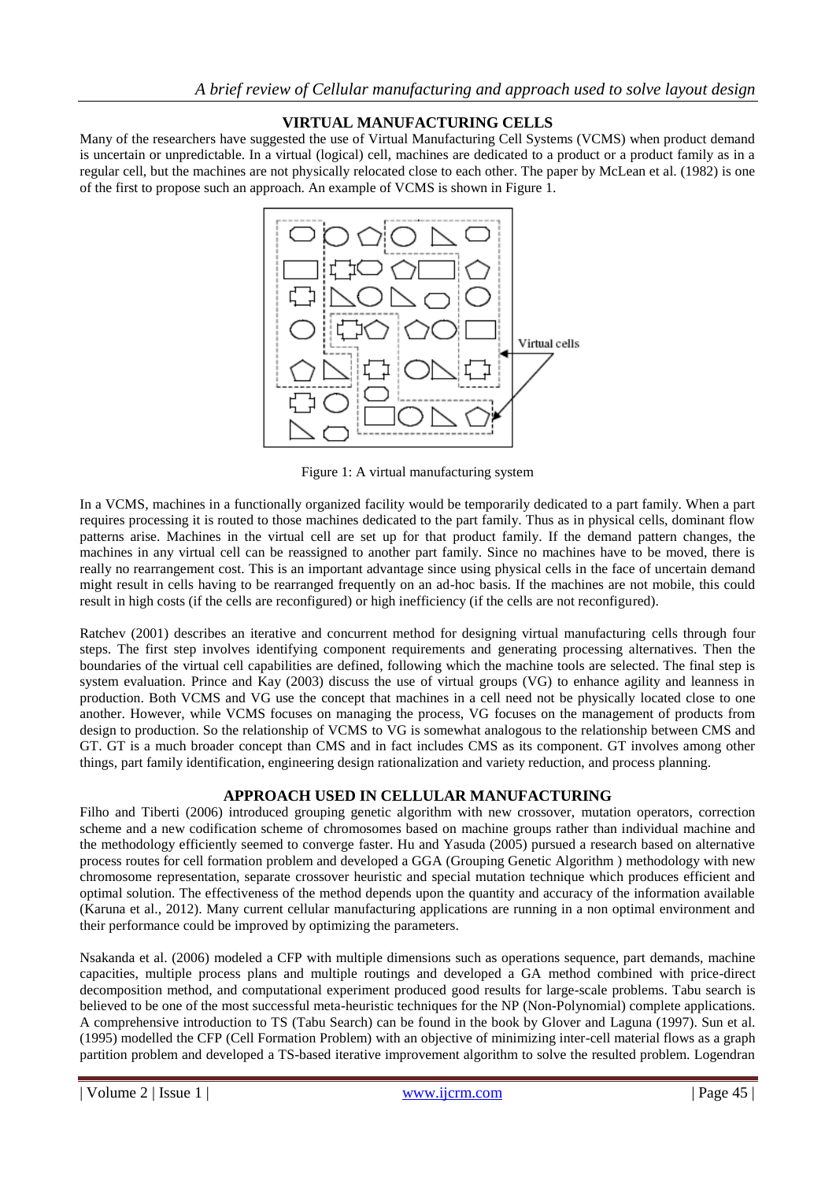## VIRTUAL MANUFACTURING CELLS

Many of the researchers have suggested the use of Virtual Manufacturing Cell Systems (VCMS) when product demand is uncertain or unpredictable. In a virtual (logical) cell, machines are dedicated to a product or a product family as in a regular cell, but the machines are not physically relocated close to each other. The paper by McLean et al. (1982) is one of the first to propose such an approach. An example of VCMS is shown in Figure 1.

Figure 1: A virtual manufacturing system

In a VCMS, machines in a functionally organized facility would be temporarily dedicated to a part family. When a part requires processing it is routed to those machines dedicated to the part family. Thus as in physical cells, dominant flow patterns arise. Machines in the virtual cell are set up for that product family. If the demand pattern changes, the machines in any virtual cell can be reassigned to another part family. Since no machines have to be moved, there is really no rearrangement cost. This is an important advantage since using physical cells in the face of uncertain demand might result in cells having to be rearranged frequently on an ad-hoc basis. If the machines are not mobile, this could result in high costs (if the cells are reconfigured) or high inefficiency (if the cells are not reconfigured).

Ratchev (2001) describes an iterative and concurrent method for designing virtual manufacturing cells through four steps. The first step involves identifying component requirements and generating processing alternatives. Then the boundaries of the virtual cell capabilities are defined, following which the machine tools are selected. The final step is system evaluation. Prince and Kay (2003) discuss the use of virtual groups (VG) to enhance agility and leanness in production. Both VCMS and VG use the concept that machines in a cell need not be physically located close to one another. However, while VCMS focuses on managing the process, VG focuses on the management of products from design to production. So the relationship of VCMS to VG is somewhat analogous to the relationship between CMS and GT. GT is a much broader concept than CMS and in fact includes CMS as its component. GT involves among other things, part family identification, engineering design rationalization and variety reduction, and process planning.

## APPROACH USED IN CELLULAR MANUFACTURING

Filho and Tiberti (2006) introduced grouping genetic algorithm with new crossover, mutation operators, correction scheme and a new codification scheme of chromosomes based on machine groups rather than individual machine and the methodology efficiently seemed to converge faster. Hu and Yasuda (2005) pursued a research based on alternative process routes for cell formation problem and developed a GGA (Grouping Genetic Algorithm ) methodology with new chromosome representation, separate crossover heuristic and special mutation technique which produces efficient and optimal solution. The effectiveness of the method depends upon the quantity and accuracy of the information available (Karuna et al., 2012). Many current cellular manufacturing applications are running in a non optimal environment and their performance could be improved by optimizing the parameters.

Nsakanda et al. (2006) modeled a CFP with multiple dimensions such as operations sequence, part demands, machine capacities, multiple process plans and multiple routings and developed a GA method combined with price-direct decomposition method, and computational experiment produced good results for large-scale problems. Tabu search is believed to be one of the most successful meta-heuristic techniques for the NP (Non-Polynomial) complete applications. A comprehensive introduction to TS (Tabu Search) can be found in the book by Glover and Laguna (1997). Sun et al. (1995) modelled the CFP (Cell Formation Problem) with an objective of minimizing inter-cell material flows as a graph partition problem and developed a TS-based iterative improvement algorithm to solve the resulted problem. Logendran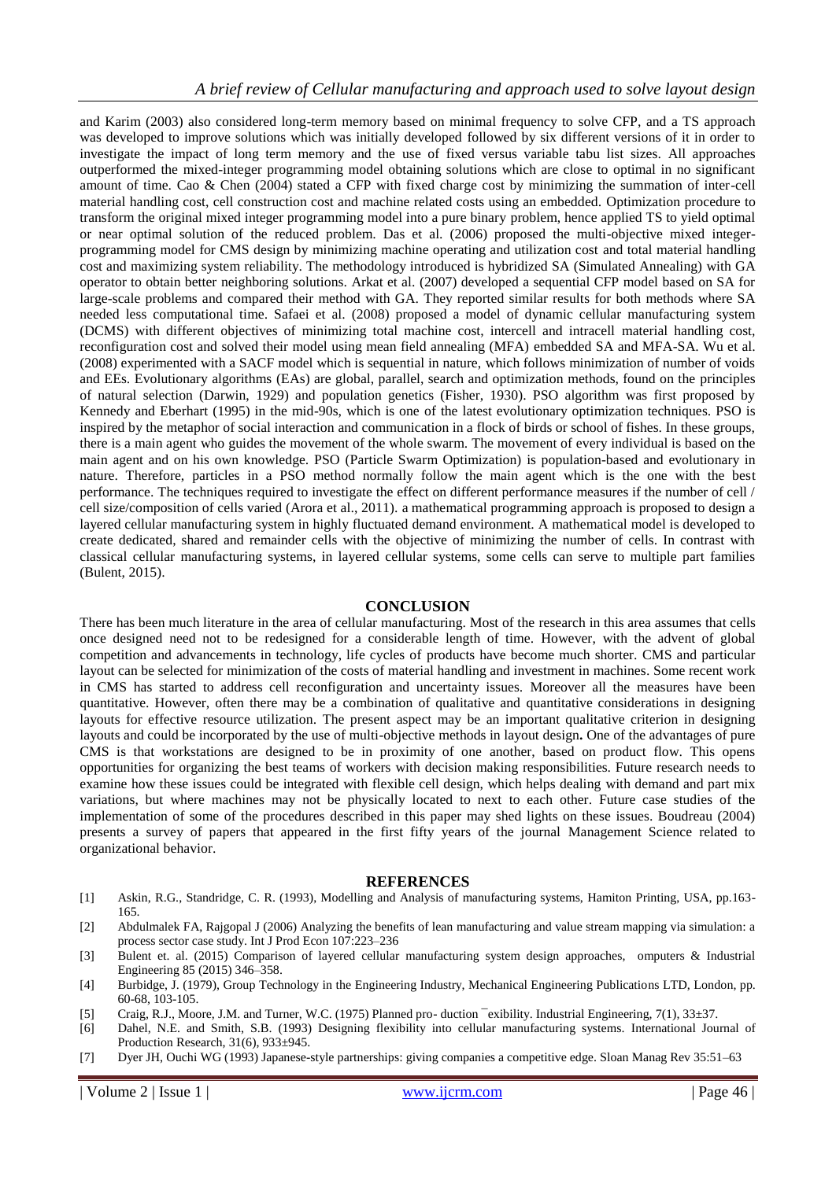and Karim (2003) also considered long-term memory based on minimal frequency to solve CFP, and a TS approach was developed to improve solutions which was initially developed followed by six different versions of it in order to investigate the impact of long term memory and the use of fixed versus variable tabu list sizes. All approaches outperformed the mixed-integer programming model obtaining solutions which are close to optimal in no significant amount of time. Cao & Chen (2004) stated a CFP with fixed charge cost by minimizing the summation of inter-cell material handling cost, cell construction cost and machine related costs using an embedded. Optimization procedure to transform the original mixed integer programming model into a pure binary problem, hence applied TS to yield optimal or near optimal solution of the reduced problem. Das et al. (2006) proposed the multi-objective mixed integer-programming model for CMS design by minimizing machine operating and utilization cost and total material handling cost and maximizing system reliability. The methodology introduced is hybridized SA (Simulated Annealing) with GA operator to obtain better neighboring solutions. Arkat et al. (2007) developed a sequential CFP model based on SA for large-scale problems and compared their method with GA. They reported similar results for both methods where SA needed less computational time. Safaei et al. (2008) proposed a model of dynamic cellular manufacturing system (DCMS) with different objectives of minimizing total machine cost, intercell and intracell material handling cost, reconfiguration cost and solved their model using mean field annealing (MFA) embedded SA and MFA-SA. Wu et al. (2008) experimented with a SACF model which is sequential in nature, which follows minimization of number of voids and EEs. Evolutionary algorithms (EAs) are global, parallel, search and optimization methods, found on the principles of natural selection (Darwin, 1929) and population genetics (Fisher, 1930). PSO algorithm was first proposed by Kennedy and Eberhart (1995) in the mid-90s, which is one of the latest evolutionary optimization techniques. PSO is inspired by the metaphor of social interaction and communication in a flock of birds or school of fishes. In these groups, there is a main agent who guides the movement of the whole swarm. The movement of every individual is based on the main agent and on his own knowledge. PSO (Particle Swarm Optimization) is population-based and evolutionary in nature. Therefore, particles in a PSO method normally follow the main agent which is the one with the best performance. The techniques required to investigate the effect on different performance measures if the number of cell / cell size/composition of cells varied (Arora et al., 2011). a mathematical programming approach is proposed to design a layered cellular manufacturing system in highly fluctuated demand environment. A mathematical model is developed to create dedicated, shared and remainder cells with the objective of minimizing the number of cells. In contrast with classical cellular manufacturing systems, in layered cellular systems, some cells can serve to multiple part families (Bulent, 2015).

## CONCLUSION

There has been much literature in the area of cellular manufacturing. Most of the research in this area assumes that cells once designed need not to be redesigned for a considerable length of time. However, with the advent of global competition and advancements in technology, life cycles of products have become much shorter. CMS and particular layout can be selected for minimization of the costs of material handling and investment in machines. Some recent work in CMS has started to address cell reconfiguration and uncertainty issues. Moreover all the measures have been quantitative. However, often there may be a combination of qualitative and quantitative considerations in designing layouts for effective resource utilization. The present aspect may be an important qualitative criterion in designing layouts and could be incorporated by the use of multi-objective methods in layout design**.** One of the advantages of pure CMS is that workstations are designed to be in proximity of one another, based on product flow. This opens opportunities for organizing the best teams of workers with decision making responsibilities. Future research needs to examine how these issues could be integrated with flexible cell design, which helps dealing with demand and part mix variations, but where machines may not be physically located to next to each other. Future case studies of the implementation of some of the procedures described in this paper may shed lights on these issues. Boudreau (2004) presents a survey of papers that appeared in the first fifty years of the journal Management Science related to organizational behavior.

## REFERENCES

[1] Askin, R.G., Standridge, C. R. (1993), Modelling and Analysis of manufacturing systems, Hamiton Printing, USA, pp.163-165.

[2] Abdulmalek FA, Rajgopal J (2006) Analyzing the benefits of lean manufacturing and value stream mapping via simulation: a process sector case study. Int J Prod Econ 107:223–236

[3] Bulent et. al. (2015) Comparison of layered cellular manufacturing system design approaches, omputers & Industrial Engineering 85 (2015) 346–358.

[4] Burbidge, J. (1979), Group Technology in the Engineering Industry, Mechanical Engineering Publications LTD, London, pp. 60-68, 103-105.

[5] Craig, R.J., Moore, J.M. and Turner, W.C. (1975) Planned pro- duction ¯exibility. Industrial Engineering, 7(1), 33±37.

[6] Dahel, N.E. and Smith, S.B. (1993) Designing flexibility into cellular manufacturing systems. International Journal of Production Research, 31(6), 933±945.

[7] Dyer JH, Ouchi WG (1993) Japanese-style partnerships: giving companies a competitive edge. Sloan Manag Rev 35:51–63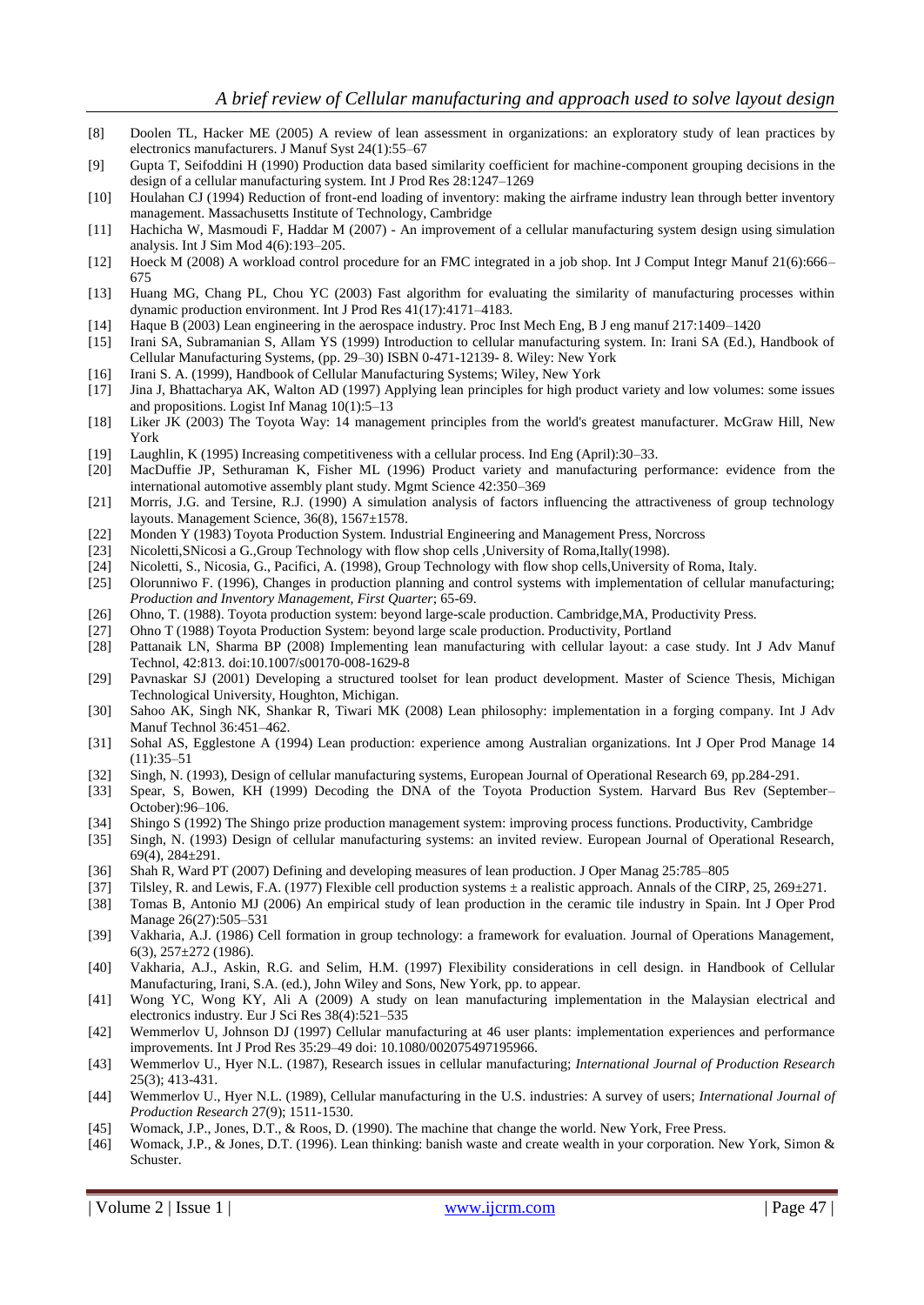[8] Doolen TL, Hacker ME (2005) A review of lean assessment in organizations: an exploratory study of lean practices by electronics manufacturers. J Manuf Syst 24(1):55–67

[9] Gupta T, Seifoddini H (1990) Production data based similarity coefficient for machine-component grouping decisions in the design of a cellular manufacturing system. Int J Prod Res 28:1247–1269

[10] Houlahan CJ (1994) Reduction of front-end loading of inventory: making the airframe industry lean through better inventory management. Massachusetts Institute of Technology, Cambridge

[11] Hachicha W, Masmoudi F, Haddar M (2007) - An improvement of a cellular manufacturing system design using simulation analysis. Int J Sim Mod 4(6):193–205.

[12] Hoeck M (2008) A workload control procedure for an FMC integrated in a job shop. Int J Comput Integr Manuf 21(6):666–675

[13] Huang MG, Chang PL, Chou YC (2003) Fast algorithm for evaluating the similarity of manufacturing processes within dynamic production environment. Int J Prod Res 41(17):4171–4183.

[14] Haque B (2003) Lean engineering in the aerospace industry. Proc Inst Mech Eng, B J eng manuf 217:1409–1420

[15] Irani SA, Subramanian S, Allam YS (1999) Introduction to cellular manufacturing system. In: Irani SA (Ed.), Handbook of Cellular Manufacturing Systems, (pp. 29–30) ISBN 0-471-12139- 8. Wiley: New York

[16] Irani S. A. (1999), Handbook of Cellular Manufacturing Systems; Wiley, New York

[17] Jina J, Bhattacharya AK, Walton AD (1997) Applying lean principles for high product variety and low volumes: some issues and propositions. Logist Inf Manag 10(1):5–13

[18] Liker JK (2003) The Toyota Way: 14 management principles from the world's greatest manufacturer. McGraw Hill, New York

[19] Laughlin, K (1995) Increasing competitiveness with a cellular process. Ind Eng (April):30–33.

[20] MacDuffie JP, Sethuraman K, Fisher ML (1996) Product variety and manufacturing performance: evidence from the international automotive assembly plant study. Mgmt Science 42:350–369

[21] Morris, J.G. and Tersine, R.J. (1990) A simulation analysis of factors influencing the attractiveness of group technology layouts. Management Science, 36(8), 1567±1578.

[22] Monden Y (1983) Toyota Production System. Industrial Engineering and Management Press, Norcross

[23] Nicoletti,SNicosi a G.,Group Technology with flow shop cells ,University of Roma,Itally(1998).

[24] Nicoletti, S., Nicosia, G., Pacifici, A. (1998), Group Technology with flow shop cells,University of Roma, Italy.

[25] Olorunniwo F. (1996), Changes in production planning and control systems with implementation of cellular manufacturing; *Production and Inventory Management, First Quarter*; 65-69.

[26] Ohno, T. (1988). Toyota production system: beyond large-scale production. Cambridge,MA, Productivity Press.

[27] Ohno T (1988) Toyota Production System: beyond large scale production. Productivity, Portland

[28] Pattanaik LN, Sharma BP (2008) Implementing lean manufacturing with cellular layout: a case study. Int J Adv Manuf Technol, 42:813. doi:10.1007/s00170-008-1629-8

[29] Pavnaskar SJ (2001) Developing a structured toolset for lean product development. Master of Science Thesis, Michigan Technological University, Houghton, Michigan.

[30] Sahoo AK, Singh NK, Shankar R, Tiwari MK (2008) Lean philosophy: implementation in a forging company. Int J Adv Manuf Technol 36:451–462.

[31] Sohal AS, Egglestone A (1994) Lean production: experience among Australian organizations. Int J Oper Prod Manage 14 (11):35–51

[32] Singh, N. (1993), Design of cellular manufacturing systems, European Journal of Operational Research 69, pp.284-291.

[33] Spear, S, Bowen, KH (1999) Decoding the DNA of the Toyota Production System. Harvard Bus Rev (September–October):96–106.

[34] Shingo S (1992) The Shingo prize production management system: improving process functions. Productivity, Cambridge

[35] Singh, N. (1993) Design of cellular manufacturing systems: an invited review. European Journal of Operational Research, 69(4), 284±291.

[36] Shah R, Ward PT (2007) Defining and developing measures of lean production. J Oper Manag 25:785–805

[37] Tilsley, R. and Lewis, F.A. (1977) Flexible cell production systems ± a realistic approach. Annals of the CIRP, 25, 269±271.

[38] Tomas B, Antonio MJ (2006) An empirical study of lean production in the ceramic tile industry in Spain. Int J Oper Prod Manage 26(27):505–531

[39] Vakharia, A.J. (1986) Cell formation in group technology: a framework for evaluation. Journal of Operations Management, 6(3), 257±272 (1986).

[40] Vakharia, A.J., Askin, R.G. and Selim, H.M. (1997) Flexibility considerations in cell design. in Handbook of Cellular Manufacturing, Irani, S.A. (ed.), John Wiley and Sons, New York, pp. to appear.

[41] Wong YC, Wong KY, Ali A (2009) A study on lean manufacturing implementation in the Malaysian electrical and electronics industry. Eur J Sci Res 38(4):521–535

[42] Wemmerlov U, Johnson DJ (1997) Cellular manufacturing at 46 user plants: implementation experiences and performance improvements. Int J Prod Res 35:29–49 doi: 10.1080/002075497195966.

[43] Wemmerlov U., Hyer N.L. (1987), Research issues in cellular manufacturing; *International Journal of Production Research* 25(3); 413-431.

[44] Wemmerlov U., Hyer N.L. (1989), Cellular manufacturing in the U.S. industries: A survey of users; *International Journal of Production Research* 27(9); 1511-1530.

[45] Womack, J.P., Jones, D.T., & Roos, D. (1990). The machine that change the world. New York, Free Press.

[46] Womack, J.P., & Jones, D.T. (1996). Lean thinking: banish waste and create wealth in your corporation. New York, Simon & Schuster.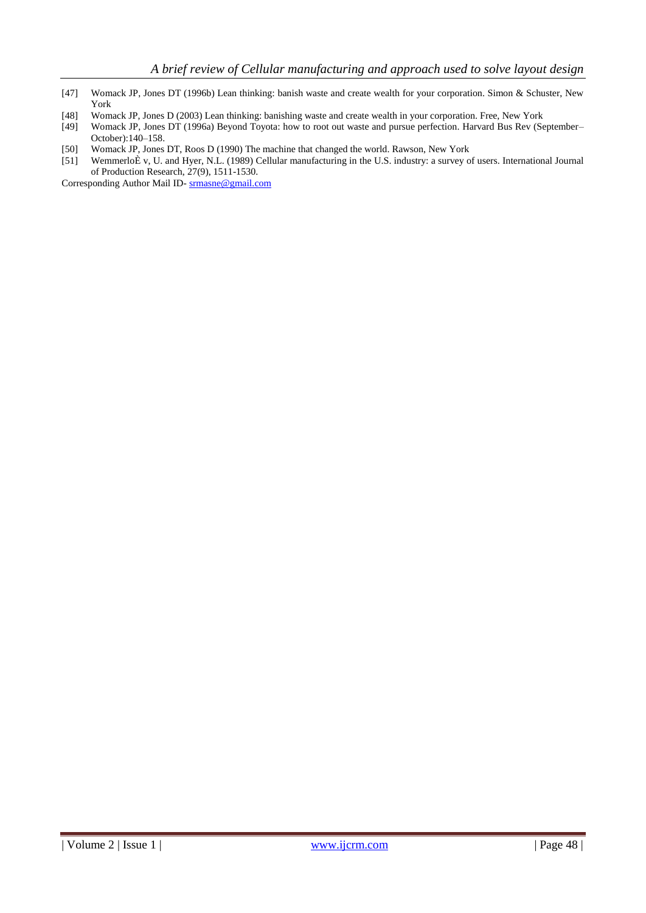[47] Womack JP, Jones DT (1996b) Lean thinking: banish waste and create wealth for your corporation. Simon & Schuster, New York

[48] Womack JP, Jones D (2003) Lean thinking: banishing waste and create wealth in your corporation. Free, New York

[49] Womack JP, Jones DT (1996a) Beyond Toyota: how to root out waste and pursue perfection. Harvard Bus Rev (September–October):140–158.

[50] Womack JP, Jones DT, Roos D (1990) The machine that changed the world. Rawson, New York

[51] WemmerloÈ v, U. and Hyer, N.L. (1989) Cellular manufacturing in the U.S. industry: a survey of users. International Journal of Production Research, 27(9), 1511-1530.

Corresponding Author Mail ID- srmasne@gmail.com